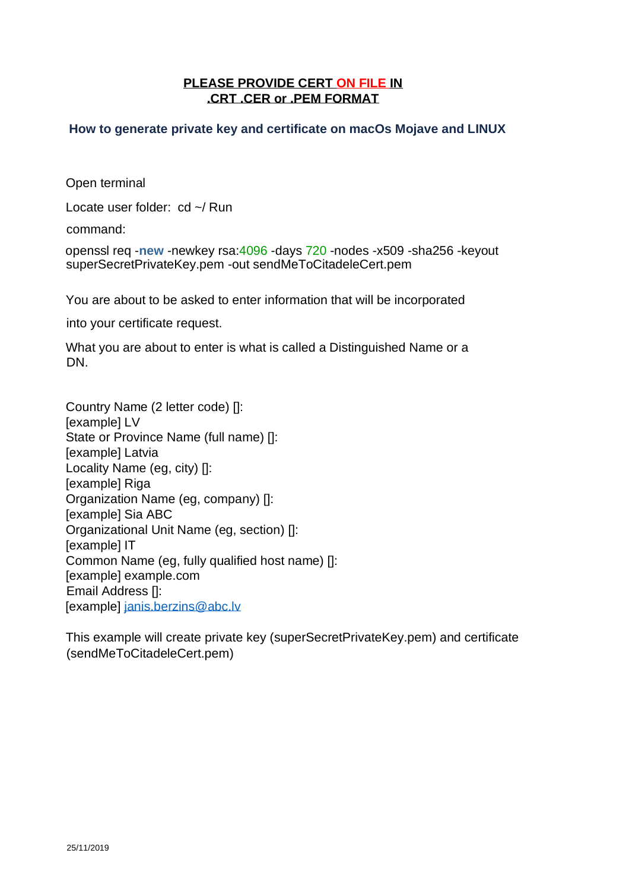**PLEASE PROVIDE CERT ON FILE IN .CRT .CER or .PEM FORMAT**

## How to generate private key and certificate on macOs Mojave and LINUX

Open terminal

Locate user folder: cd ~/ Run

command:

```
openssl req -new -newkey rsa:4096 -days 720 -nodes -x509 -sha256 -keyout superSecretPrivateKey.pem -out sendMeToCitadeleCert.pem
```

You are about to be asked to enter information that will be incorporated

into your certificate request.

What you are about to enter is what is called a Distinguished Name or a DN.

Country Name (2 letter code) []:
[example] LV
State or Province Name (full name) []:
[example] Latvia
Locality Name (eg, city) []:
[example] Riga
Organization Name (eg, company) []:
[example] Sia ABC
Organizational Unit Name (eg, section) []:
[example] IT
Common Name (eg, fully qualified host name) []:
[example] example.com
Email Address []:
[example] janis.berzins@abc.lv

This example will create private key (superSecretPrivateKey.pem) and certificate (sendMeToCitadeleCert.pem)

25/11/2019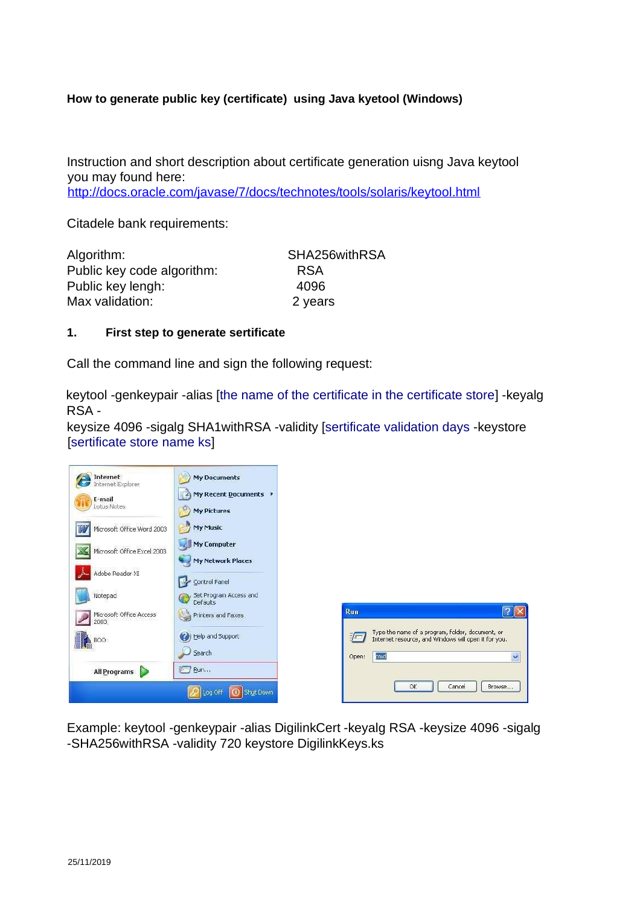**How to generate public key (certificate) using Java kyetool (Windows)**

Instruction and short description about certificate generation uisng Java keytool you may found here:
http://docs.oracle.com/javase/7/docs/technotes/tools/solaris/keytool.html

Citadele bank requirements:

| | |
|---|---|
| Algorithm: | SHA256withRSA |
| Public key code algorithm: | RSA |
| Public key lengh: | 4096 |
| Max validation: | 2 years |

**1. First step to generate sertificate**

Call the command line and sign the following request:

keytool -genkeypair -alias [the name of the certificate in the certificate store] -keyalg RSA -
keysize 4096 -sigalg SHA1withRSA -validity [sertificate validation days -keystore [sertificate store name ks]

Example: keytool -genkeypair -alias DigilinkCert -keyalg RSA -keysize 4096 -sigalg -SHA256withRSA -validity 720 keystore DigilinkKeys.ks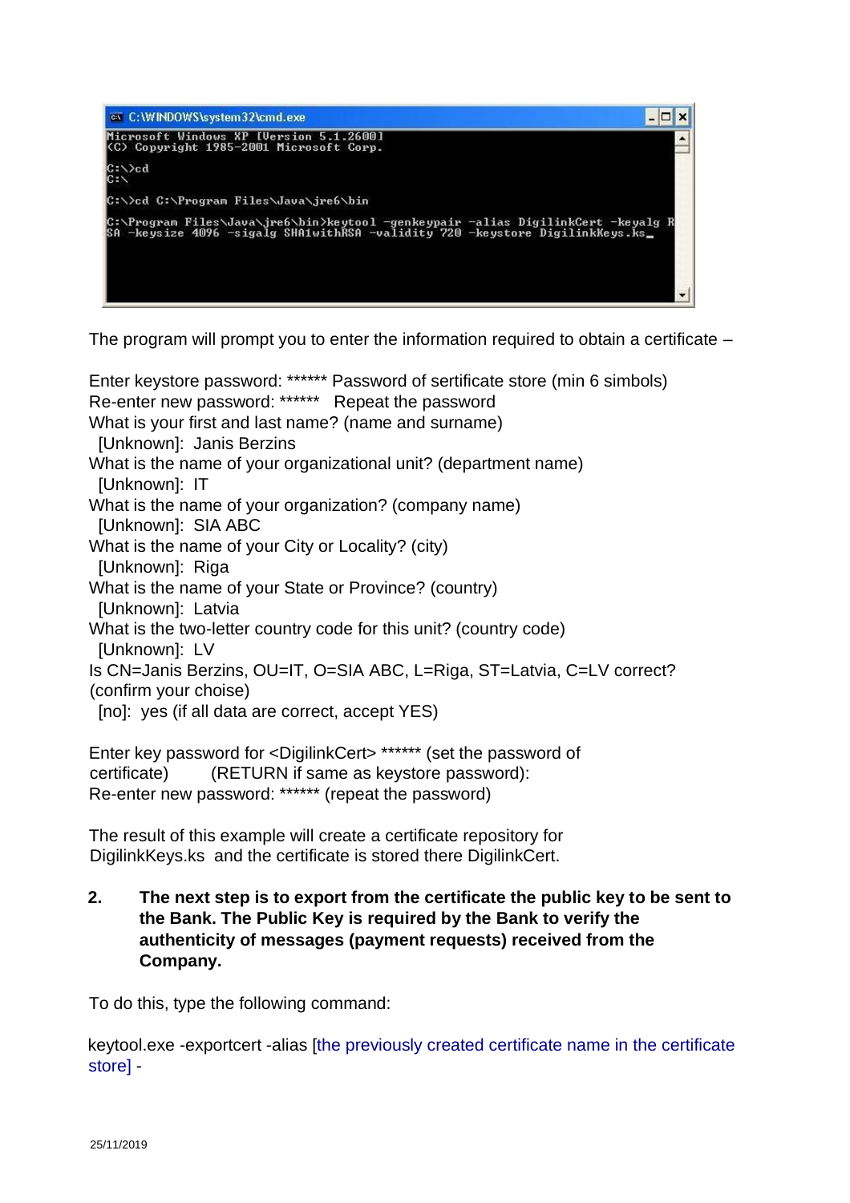```
C:\WINDOWS\system32\cmd.exe
Microsoft Windows XP [Version 5.1.2600]
(C) Copyright 1985-2001 Microsoft Corp.

C:\>cd
C:\

C:\>cd C:\Program Files\Java\jre6\bin

C:\Program Files\Java\jre6\bin>keytool -genkeypair -alias DigilinkCert -keyalg RSA -keysize 4096 -sigalg SHA1withRSA -validity 720 -keystore DigilinkKeys.ks_
```

The program will prompt you to enter the information required to obtain a certificate –

Enter keystore password: ****** Password of sertificate store (min 6 simbols)
Re-enter new password: ****** Repeat the password
What is your first and last name? (name and surname)
  [Unknown]: Janis Berzins
What is the name of your organizational unit? (department name)
  [Unknown]: IT
What is the name of your organization? (company name)
  [Unknown]: SIA ABC
What is the name of your City or Locality? (city)
  [Unknown]: Riga
What is the name of your State or Province? (country)
  [Unknown]: Latvia
What is the two-letter country code for this unit? (country code)
  [Unknown]: LV
Is CN=Janis Berzins, OU=IT, O=SIA ABC, L=Riga, ST=Latvia, C=LV correct? (confirm your choise)
  [no]: yes (if all data are correct, accept YES)

Enter key password for <DigilinkCert> ****** (set the password of certificate) (RETURN if same as keystore password):
Re-enter new password: ****** (repeat the password)

The result of this example will create a certificate repository for DigilinkKeys.ks and the certificate is stored there DigilinkCert.

**2. The next step is to export from the certificate the public key to be sent to the Bank. The Public Key is required by the Bank to verify the authenticity of messages (payment requests) received from the Company.**

To do this, type the following command:

keytool.exe -exportcert -alias [the previously created certificate name in the certificate store] -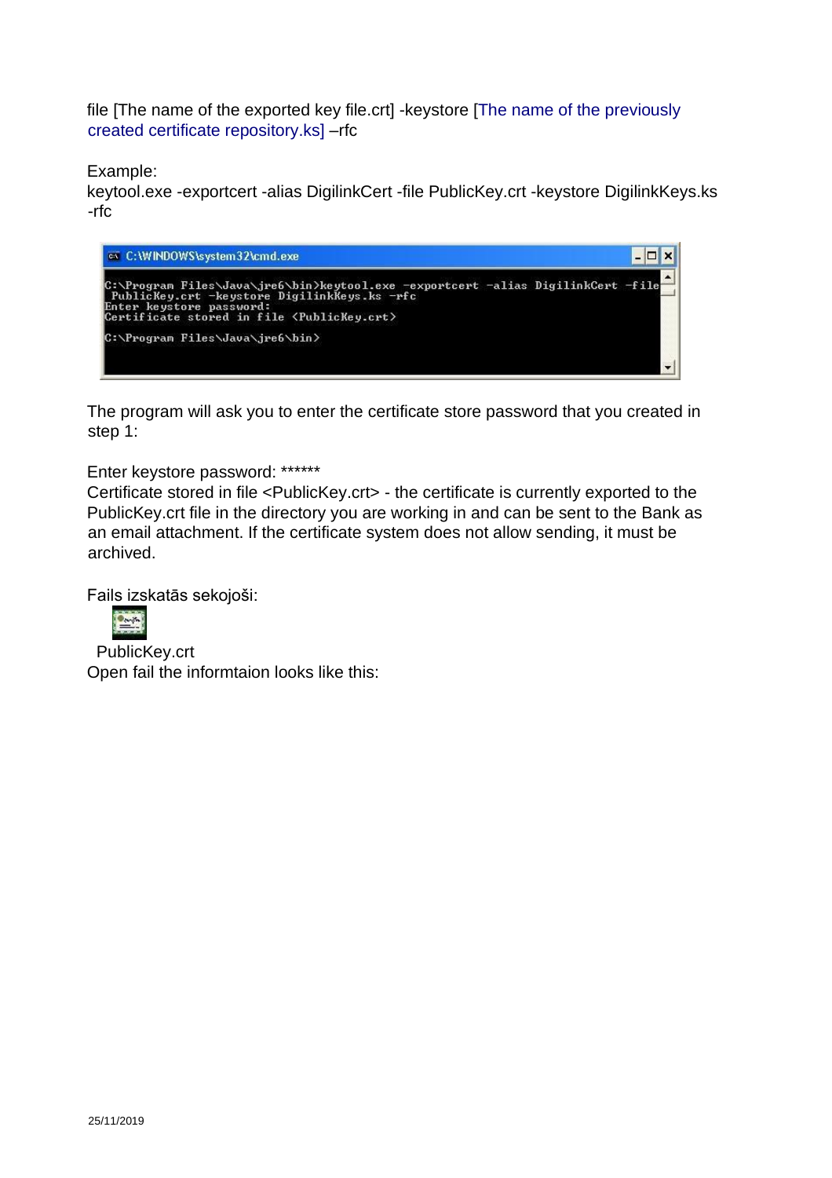file [The name of the exported key file.crt] -keystore [The name of the previously created certificate repository.ks] –rfc

Example:
keytool.exe -exportcert -alias DigilinkCert -file PublicKey.crt -keystore DigilinkKeys.ks -rfc

```
C:\Program Files\Java\jre6\bin>keytool.exe -exportcert -alias DigilinkCert -file
 PublicKey.crt -keystore DigilinkKeys.ks -rfc
Enter keystore password:
Certificate stored in file <PublicKey.crt>

C:\Program Files\Java\jre6\bin>
```

The program will ask you to enter the certificate store password that you created in step 1:

Enter keystore password: ******
Certificate stored in file <PublicKey.crt> - the certificate is currently exported to the PublicKey.crt file in the directory you are working in and can be sent to the Bank as an email attachment. If the certificate system does not allow sending, it must be archived.

Fails izskatās sekojoši:

PublicKey.crt
Open fail the informtaion looks like this: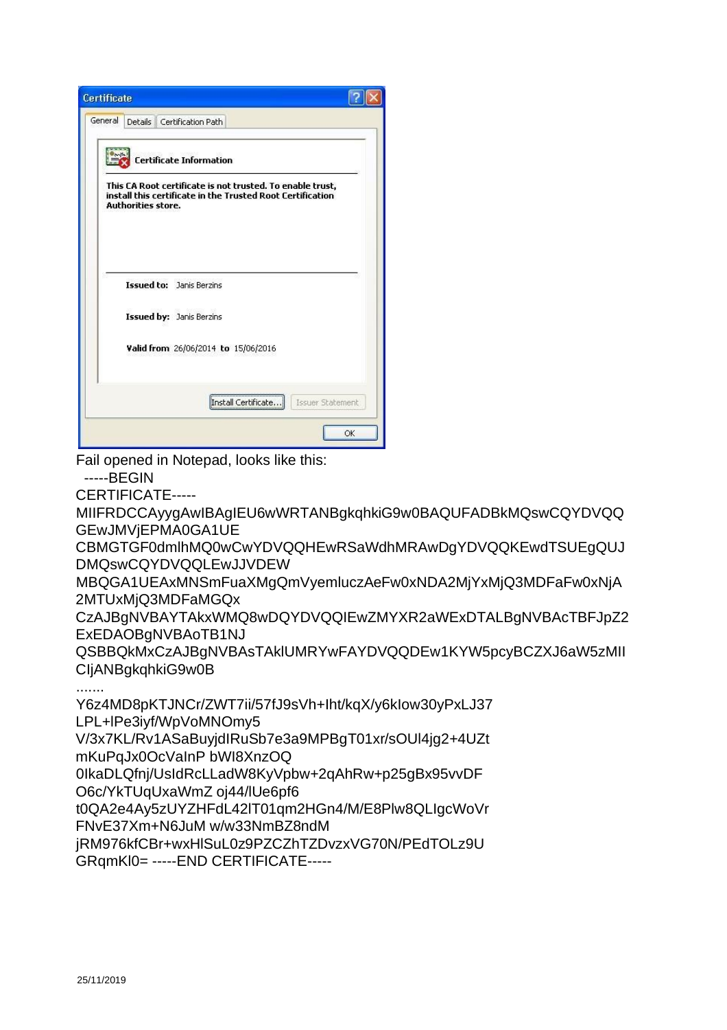Certificate

General | Details | Certification Path

Certificate Information

This CA Root certificate is not trusted. To enable trust, install this certificate in the Trusted Root Certification Authorities store.

Issued to: Janis Berzins

Issued by: Janis Berzins

Valid from 26/06/2014 to 15/06/2016

Install Certificate... | Issuer Statement

OK

Fail opened in Notepad, looks like this:

```
-----BEGIN
CERTIFICATE-----
MIIFRDCCAyygAwIBAgIEU6wWRTANBgkqhkiG9w0BAQUFADBkMQswCQYDVQQ
GEwJMVjEPMA0GA1UE
CBMGTGF0dmlhMQ0wCwYDVQQHEwRSaWdhMRAwDgYDVQQKEwdTSUEgQUJ
DMQswCQYDVQQLEwJJVDEW
MBQGA1UEAxMNSmFuaXMgQmVyemluczAeFw0xNDA2MjYxMjQ3MDFaFw0xNjA
2MTUxMjQ3MDFaMGQx
CzAJBgNVBAYTAkxWMQ8wDQYDVQQIEwZMYXR2aWExDTALBgNVBAcTBFJpZ2
ExEDAOBgNVBAoTB1NJ
QSBBQkMxCzAJBgNVBAsTAklUMRYwFAYDVQQDEw1KYW5pcyBCZXJ6aW5zMII
CIjANBgkqhkiG9w0B
.......
Y6z4MD8pKTJNCr/ZWT7ii/57fJ9sVh+Iht/kqX/y6kIow30yPxLJ37
LPL+lPe3iyf/WpVoMNOmy5
V/3x7KL/Rv1ASaBuyjdIRuSb7e3a9MPBgT01xr/sOUl4jg2+4UZt
mKuPqJx0OcVaInP bWI8XnzOQ
0IkaDLQfnj/UsIdRcLLadW8KyVpbw+2qAhRw+p25gBx95vvDF
O6c/YkTUqUxaWmZ oj44/lUe6pf6
t0QA2e4Ay5zUYZHFdL42lT01qm2HGn4/M/E8Plw8QLIgcWoVr
FNvE37Xm+N6JuM w/w33NmBZ8ndM
jRM976kfCBr+wxHlSuL0z9PZCZhTZDvzxVG70N/PEdTOLz9U
GRqmKl0= -----END CERTIFICATE-----
```